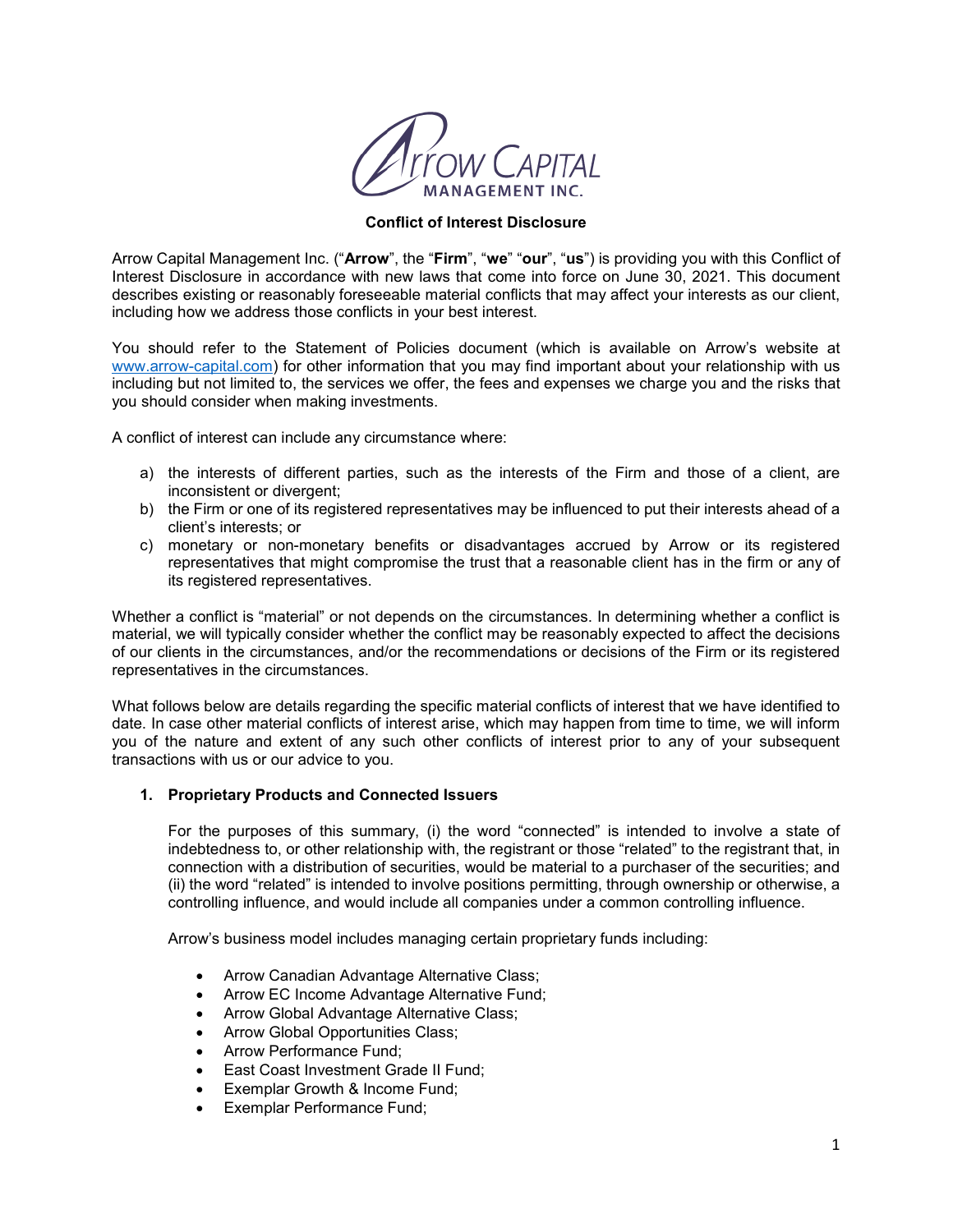# Conflict of Interest Disclosure

Arrow Capital Management Inc. ("**Arrow**", the "**Firm**", "**we**" "**our**", "**us**") is providing you with this Conflict of Interest Disclosure in accordance with new laws that come into force on June 30, 2021. This document describes existing or reasonably foreseeable material conflicts that may affect your interests as our client, including how we address those conflicts in your best interest.

You should refer to the Statement of Policies document (which is available on Arrow's website at [www.arrow-capital.com](www.arrow-capital.com)) for other information that you may find important about your relationship with us including but not limited to, the services we offer, the fees and expenses we charge you and the risks that you should consider when making investments.

A conflict of interest can include any circumstance where:

a) the interests of different parties, such as the interests of the Firm and those of a client, are inconsistent or divergent;
b) the Firm or one of its registered representatives may be influenced to put their interests ahead of a client's interests; or
c) monetary or non-monetary benefits or disadvantages accrued by Arrow or its registered representatives that might compromise the trust that a reasonable client has in the firm or any of its registered representatives.

Whether a conflict is "material" or not depends on the circumstances. In determining whether a conflict is material, we will typically consider whether the conflict may be reasonably expected to affect the decisions of our clients in the circumstances, and/or the recommendations or decisions of the Firm or its registered representatives in the circumstances.

What follows below are details regarding the specific material conflicts of interest that we have identified to date. In case other material conflicts of interest arise, which may happen from time to time, we will inform you of the nature and extent of any such other conflicts of interest prior to any of your subsequent transactions with us or our advice to you.

## 1. Proprietary Products and Connected Issuers

For the purposes of this summary, (i) the word "connected" is intended to involve a state of indebtedness to, or other relationship with, the registrant or those "related" to the registrant that, in connection with a distribution of securities, would be material to a purchaser of the securities; and (ii) the word "related" is intended to involve positions permitting, through ownership or otherwise, a controlling influence, and would include all companies under a common controlling influence.

Arrow's business model includes managing certain proprietary funds including:

- Arrow Canadian Advantage Alternative Class;
- Arrow EC Income Advantage Alternative Fund;
- Arrow Global Advantage Alternative Class;
- Arrow Global Opportunities Class;
- Arrow Performance Fund;
- East Coast Investment Grade II Fund;
- Exemplar Growth & Income Fund;
- Exemplar Performance Fund;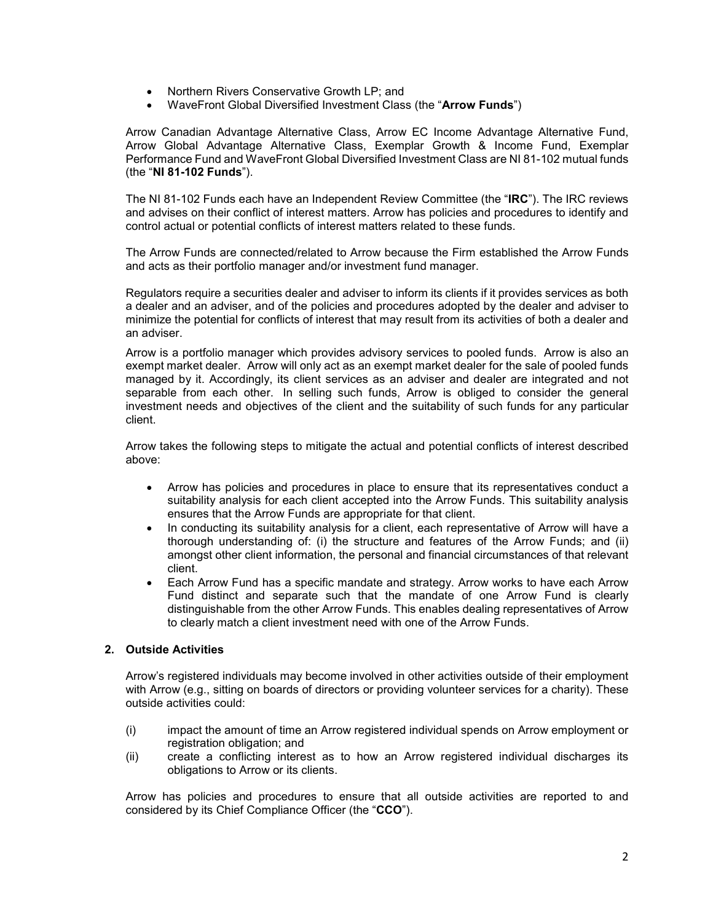- Northern Rivers Conservative Growth LP; and
- WaveFront Global Diversified Investment Class (the "**Arrow Funds**")

Arrow Canadian Advantage Alternative Class, Arrow EC Income Advantage Alternative Fund, Arrow Global Advantage Alternative Class, Exemplar Growth & Income Fund, Exemplar Performance Fund and WaveFront Global Diversified Investment Class are NI 81-102 mutual funds (the "**NI 81-102 Funds**").

The NI 81-102 Funds each have an Independent Review Committee (the "**IRC**"). The IRC reviews and advises on their conflict of interest matters. Arrow has policies and procedures to identify and control actual or potential conflicts of interest matters related to these funds.

The Arrow Funds are connected/related to Arrow because the Firm established the Arrow Funds and acts as their portfolio manager and/or investment fund manager.

Regulators require a securities dealer and adviser to inform its clients if it provides services as both a dealer and an adviser, and of the policies and procedures adopted by the dealer and adviser to minimize the potential for conflicts of interest that may result from its activities of both a dealer and an adviser.

Arrow is a portfolio manager which provides advisory services to pooled funds. Arrow is also an exempt market dealer. Arrow will only act as an exempt market dealer for the sale of pooled funds managed by it. Accordingly, its client services as an adviser and dealer are integrated and not separable from each other. In selling such funds, Arrow is obliged to consider the general investment needs and objectives of the client and the suitability of such funds for any particular client.

Arrow takes the following steps to mitigate the actual and potential conflicts of interest described above:

- Arrow has policies and procedures in place to ensure that its representatives conduct a suitability analysis for each client accepted into the Arrow Funds. This suitability analysis ensures that the Arrow Funds are appropriate for that client.
- In conducting its suitability analysis for a client, each representative of Arrow will have a thorough understanding of: (i) the structure and features of the Arrow Funds; and (ii) amongst other client information, the personal and financial circumstances of that relevant client.
- Each Arrow Fund has a specific mandate and strategy. Arrow works to have each Arrow Fund distinct and separate such that the mandate of one Arrow Fund is clearly distinguishable from the other Arrow Funds. This enables dealing representatives of Arrow to clearly match a client investment need with one of the Arrow Funds.

## 2. Outside Activities

Arrow's registered individuals may become involved in other activities outside of their employment with Arrow (e.g., sitting on boards of directors or providing volunteer services for a charity). These outside activities could:

(i) impact the amount of time an Arrow registered individual spends on Arrow employment or registration obligation; and

(ii) create a conflicting interest as to how an Arrow registered individual discharges its obligations to Arrow or its clients.

Arrow has policies and procedures to ensure that all outside activities are reported to and considered by its Chief Compliance Officer (the "**CCO**").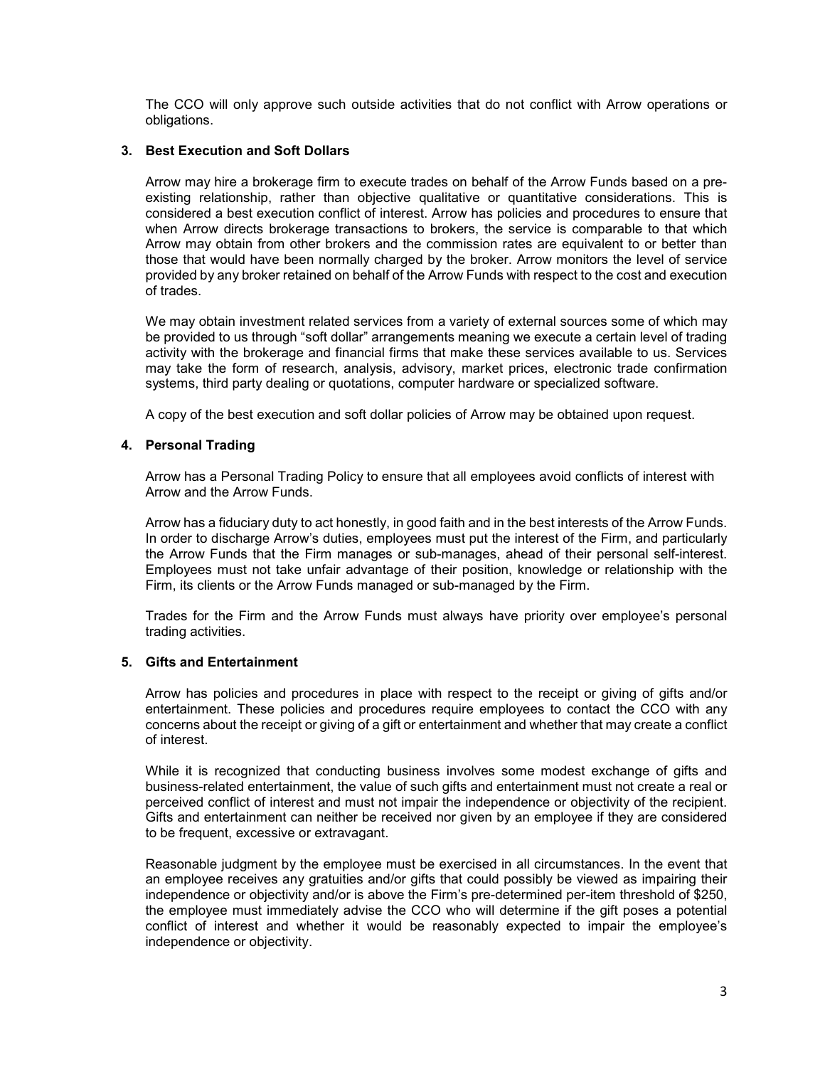The CCO will only approve such outside activities that do not conflict with Arrow operations or obligations.

### 3. Best Execution and Soft Dollars

Arrow may hire a brokerage firm to execute trades on behalf of the Arrow Funds based on a pre-existing relationship, rather than objective qualitative or quantitative considerations. This is considered a best execution conflict of interest. Arrow has policies and procedures to ensure that when Arrow directs brokerage transactions to brokers, the service is comparable to that which Arrow may obtain from other brokers and the commission rates are equivalent to or better than those that would have been normally charged by the broker. Arrow monitors the level of service provided by any broker retained on behalf of the Arrow Funds with respect to the cost and execution of trades.

We may obtain investment related services from a variety of external sources some of which may be provided to us through "soft dollar" arrangements meaning we execute a certain level of trading activity with the brokerage and financial firms that make these services available to us. Services may take the form of research, analysis, advisory, market prices, electronic trade confirmation systems, third party dealing or quotations, computer hardware or specialized software.

A copy of the best execution and soft dollar policies of Arrow may be obtained upon request.

### 4. Personal Trading

Arrow has a Personal Trading Policy to ensure that all employees avoid conflicts of interest with Arrow and the Arrow Funds.

Arrow has a fiduciary duty to act honestly, in good faith and in the best interests of the Arrow Funds. In order to discharge Arrow's duties, employees must put the interest of the Firm, and particularly the Arrow Funds that the Firm manages or sub-manages, ahead of their personal self-interest. Employees must not take unfair advantage of their position, knowledge or relationship with the Firm, its clients or the Arrow Funds managed or sub-managed by the Firm.

Trades for the Firm and the Arrow Funds must always have priority over employee's personal trading activities.

### 5. Gifts and Entertainment

Arrow has policies and procedures in place with respect to the receipt or giving of gifts and/or entertainment. These policies and procedures require employees to contact the CCO with any concerns about the receipt or giving of a gift or entertainment and whether that may create a conflict of interest.

While it is recognized that conducting business involves some modest exchange of gifts and business-related entertainment, the value of such gifts and entertainment must not create a real or perceived conflict of interest and must not impair the independence or objectivity of the recipient. Gifts and entertainment can neither be received nor given by an employee if they are considered to be frequent, excessive or extravagant.

Reasonable judgment by the employee must be exercised in all circumstances. In the event that an employee receives any gratuities and/or gifts that could possibly be viewed as impairing their independence or objectivity and/or is above the Firm's pre-determined per-item threshold of $250, the employee must immediately advise the CCO who will determine if the gift poses a potential conflict of interest and whether it would be reasonably expected to impair the employee's independence or objectivity.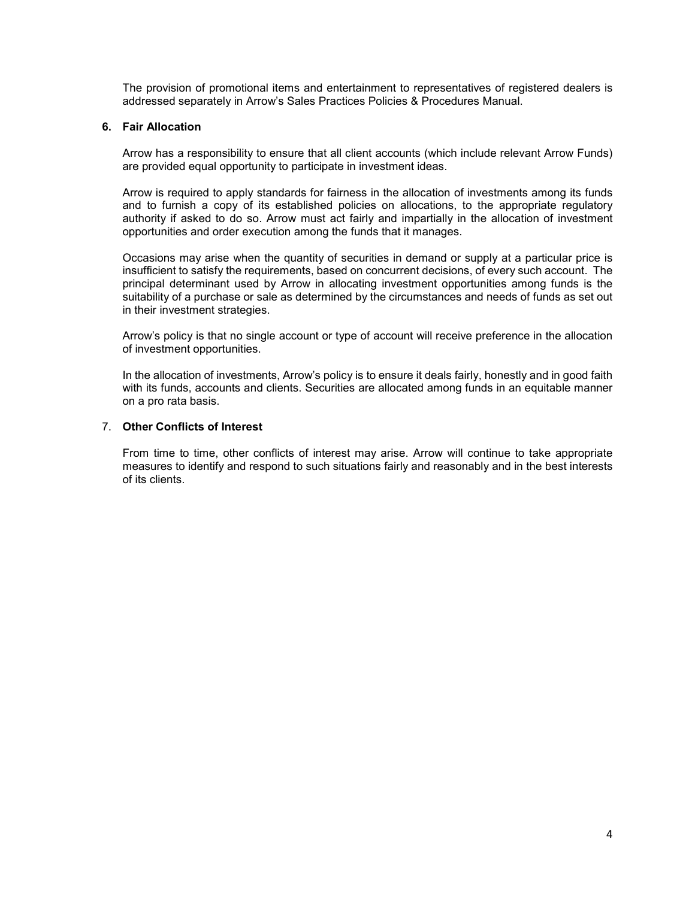The provision of promotional items and entertainment to representatives of registered dealers is addressed separately in Arrow's Sales Practices Policies & Procedures Manual.

**6. Fair Allocation**

Arrow has a responsibility to ensure that all client accounts (which include relevant Arrow Funds) are provided equal opportunity to participate in investment ideas.

Arrow is required to apply standards for fairness in the allocation of investments among its funds and to furnish a copy of its established policies on allocations, to the appropriate regulatory authority if asked to do so. Arrow must act fairly and impartially in the allocation of investment opportunities and order execution among the funds that it manages.

Occasions may arise when the quantity of securities in demand or supply at a particular price is insufficient to satisfy the requirements, based on concurrent decisions, of every such account. The principal determinant used by Arrow in allocating investment opportunities among funds is the suitability of a purchase or sale as determined by the circumstances and needs of funds as set out in their investment strategies.

Arrow's policy is that no single account or type of account will receive preference in the allocation of investment opportunities.

In the allocation of investments, Arrow's policy is to ensure it deals fairly, honestly and in good faith with its funds, accounts and clients. Securities are allocated among funds in an equitable manner on a pro rata basis.

7. **Other Conflicts of Interest**

From time to time, other conflicts of interest may arise. Arrow will continue to take appropriate measures to identify and respond to such situations fairly and reasonably and in the best interests of its clients.